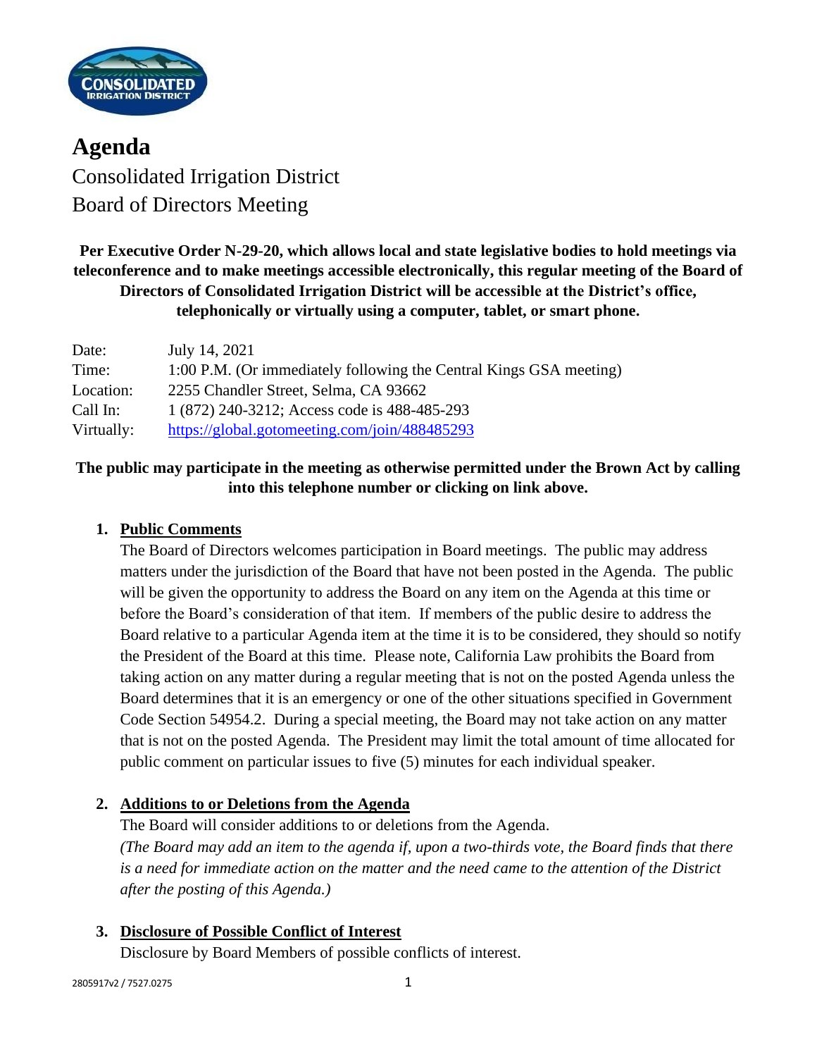# Agenda

Consolidated Irrigation District
Board of Directors Meeting

**Per Executive Order N-29-20, which allows local and state legislative bodies to hold meetings via teleconference and to make meetings accessible electronically, this regular meeting of the Board of Directors of Consolidated Irrigation District will be accessible at the District's office, telephonically or virtually using a computer, tablet, or smart phone.**

| | |
|---|---|
| Date: | July 14, 2021 |
| Time: | 1:00 P.M. (Or immediately following the Central Kings GSA meeting) |
| Location: | 2255 Chandler Street, Selma, CA 93662 |
| Call In: | 1 (872) 240-3212; Access code is 488-485-293 |
| Virtually: | https://global.gotomeeting.com/join/488485293 |

**The public may participate in the meeting as otherwise permitted under the Brown Act by calling into this telephone number or clicking on link above.**

1. **Public Comments**

   The Board of Directors welcomes participation in Board meetings. The public may address matters under the jurisdiction of the Board that have not been posted in the Agenda. The public will be given the opportunity to address the Board on any item on the Agenda at this time or before the Board's consideration of that item. If members of the public desire to address the Board relative to a particular Agenda item at the time it is to be considered, they should so notify the President of the Board at this time. Please note, California Law prohibits the Board from taking action on any matter during a regular meeting that is not on the posted Agenda unless the Board determines that it is an emergency or one of the other situations specified in Government Code Section 54954.2. During a special meeting, the Board may not take action on any matter that is not on the posted Agenda. The President may limit the total amount of time allocated for public comment on particular issues to five (5) minutes for each individual speaker.

2. **Additions to or Deletions from the Agenda**

   The Board will consider additions to or deletions from the Agenda.
   *(The Board may add an item to the agenda if, upon a two-thirds vote, the Board finds that there is a need for immediate action on the matter and the need came to the attention of the District after the posting of this Agenda.)*

3. **Disclosure of Possible Conflict of Interest**

   Disclosure by Board Members of possible conflicts of interest.

2805917v2 / 7527.0275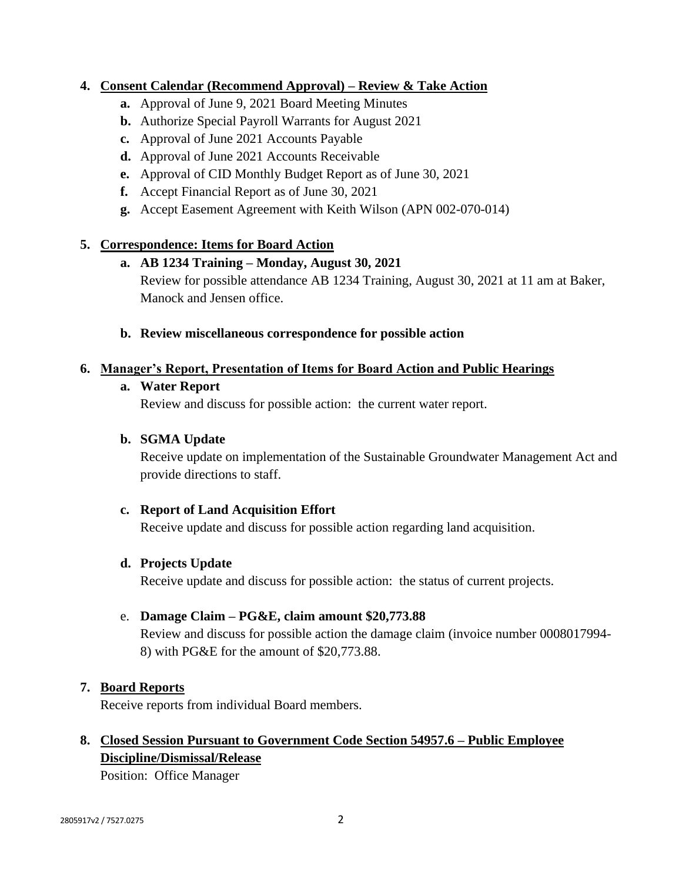4. **Consent Calendar (Recommend Approval) – Review & Take Action**
   - **a.** Approval of June 9, 2021 Board Meeting Minutes
   - **b.** Authorize Special Payroll Warrants for August 2021
   - **c.** Approval of June 2021 Accounts Payable
   - **d.** Approval of June 2021 Accounts Receivable
   - **e.** Approval of CID Monthly Budget Report as of June 30, 2021
   - **f.** Accept Financial Report as of June 30, 2021
   - **g.** Accept Easement Agreement with Keith Wilson (APN 002-070-014)

5. **Correspondence: Items for Board Action**
   - **a. AB 1234 Training – Monday, August 30, 2021**
     Review for possible attendance AB 1234 Training, August 30, 2021 at 11 am at Baker, Manock and Jensen office.
   - **b. Review miscellaneous correspondence for possible action**

6. **Manager's Report, Presentation of Items for Board Action and Public Hearings**
   - **a. Water Report**
     Review and discuss for possible action: the current water report.
   - **b. SGMA Update**
     Receive update on implementation of the Sustainable Groundwater Management Act and provide directions to staff.
   - **c. Report of Land Acquisition Effort**
     Receive update and discuss for possible action regarding land acquisition.
   - **d. Projects Update**
     Receive update and discuss for possible action: the status of current projects.
   - e. **Damage Claim – PG&E, claim amount $20,773.88**
     Review and discuss for possible action the damage claim (invoice number 0008017994-8) with PG&E for the amount of $20,773.88.

7. **Board Reports**
   Receive reports from individual Board members.

8. **Closed Session Pursuant to Government Code Section 54957.6 – Public Employee Discipline/Dismissal/Release**
   Position: Office Manager

2805917v2 / 7527.0275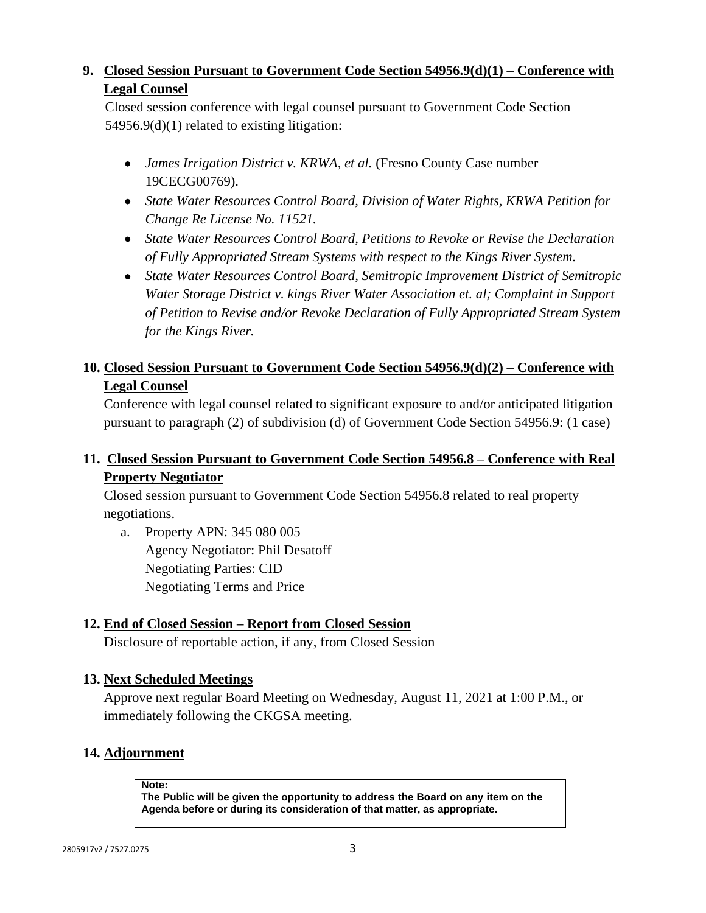**9. Closed Session Pursuant to Government Code Section 54956.9(d)(1) – Conference with Legal Counsel**

Closed session conference with legal counsel pursuant to Government Code Section 54956.9(d)(1) related to existing litigation:

- *James Irrigation District v. KRWA, et al.* (Fresno County Case number 19CECG00769).
- *State Water Resources Control Board, Division of Water Rights, KRWA Petition for Change Re License No. 11521.*
- *State Water Resources Control Board, Petitions to Revoke or Revise the Declaration of Fully Appropriated Stream Systems with respect to the Kings River System.*
- *State Water Resources Control Board, Semitropic Improvement District of Semitropic Water Storage District v. kings River Water Association et. al; Complaint in Support of Petition to Revise and/or Revoke Declaration of Fully Appropriated Stream System for the Kings River.*

**10. Closed Session Pursuant to Government Code Section 54956.9(d)(2) – Conference with Legal Counsel**

Conference with legal counsel related to significant exposure to and/or anticipated litigation pursuant to paragraph (2) of subdivision (d) of Government Code Section 54956.9: (1 case)

**11. Closed Session Pursuant to Government Code Section 54956.8 – Conference with Real Property Negotiator**

Closed session pursuant to Government Code Section 54956.8 related to real property negotiations.

a. Property APN: 345 080 005
   Agency Negotiator: Phil Desatoff
   Negotiating Parties: CID
   Negotiating Terms and Price

**12. End of Closed Session – Report from Closed Session**

Disclosure of reportable action, if any, from Closed Session

**13. Next Scheduled Meetings**

Approve next regular Board Meeting on Wednesday, August 11, 2021 at 1:00 P.M., or immediately following the CKGSA meeting.

**14. Adjournment**

**Note:**
**The Public will be given the opportunity to address the Board on any item on the Agenda before or during its consideration of that matter, as appropriate.**

2805917v2 / 7527.0275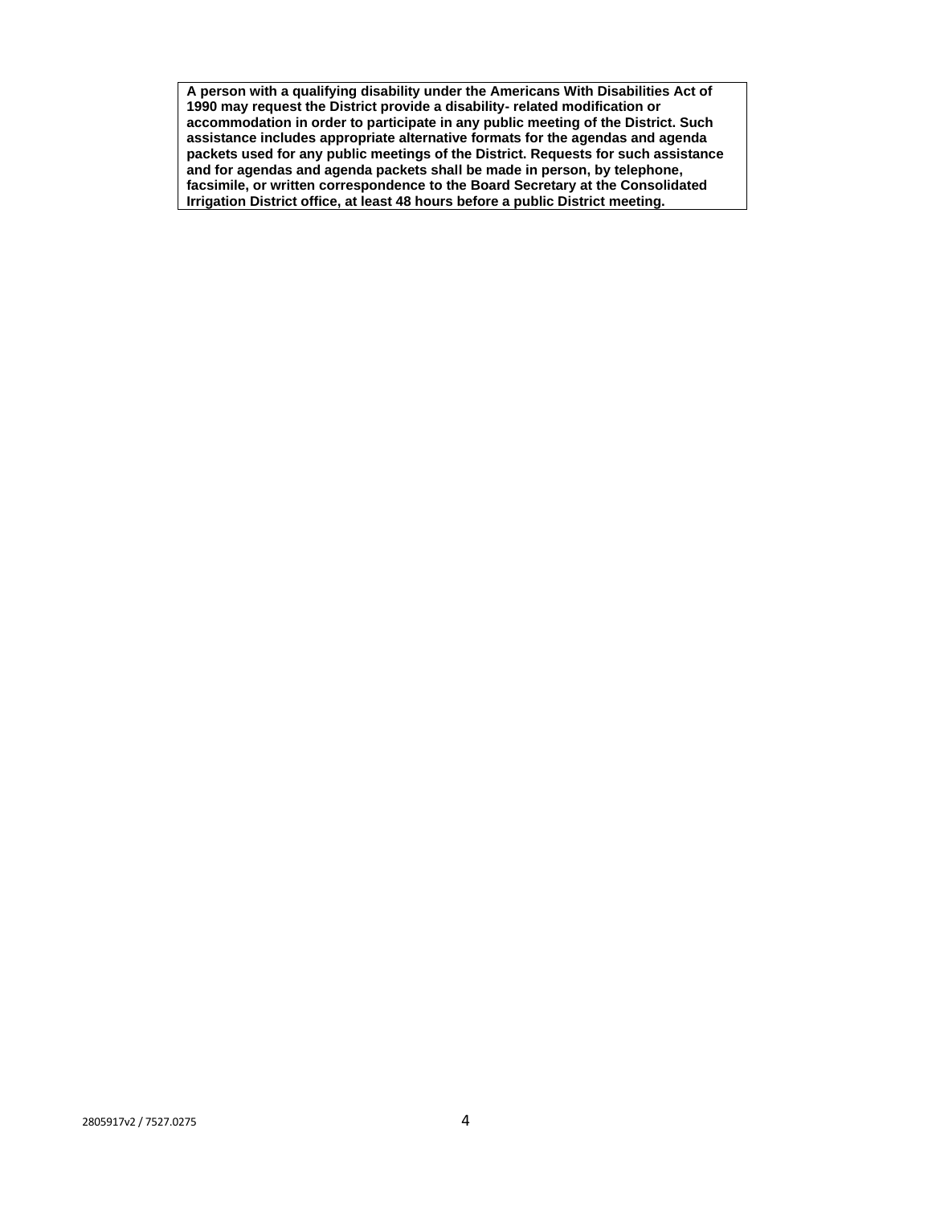**A person with a qualifying disability under the Americans With Disabilities Act of 1990 may request the District provide a disability- related modification or accommodation in order to participate in any public meeting of the District. Such assistance includes appropriate alternative formats for the agendas and agenda packets used for any public meetings of the District. Requests for such assistance and for agendas and agenda packets shall be made in person, by telephone, facsimile, or written correspondence to the Board Secretary at the Consolidated Irrigation District office, at least 48 hours before a public District meeting.**

2805917v2 / 7527.0275